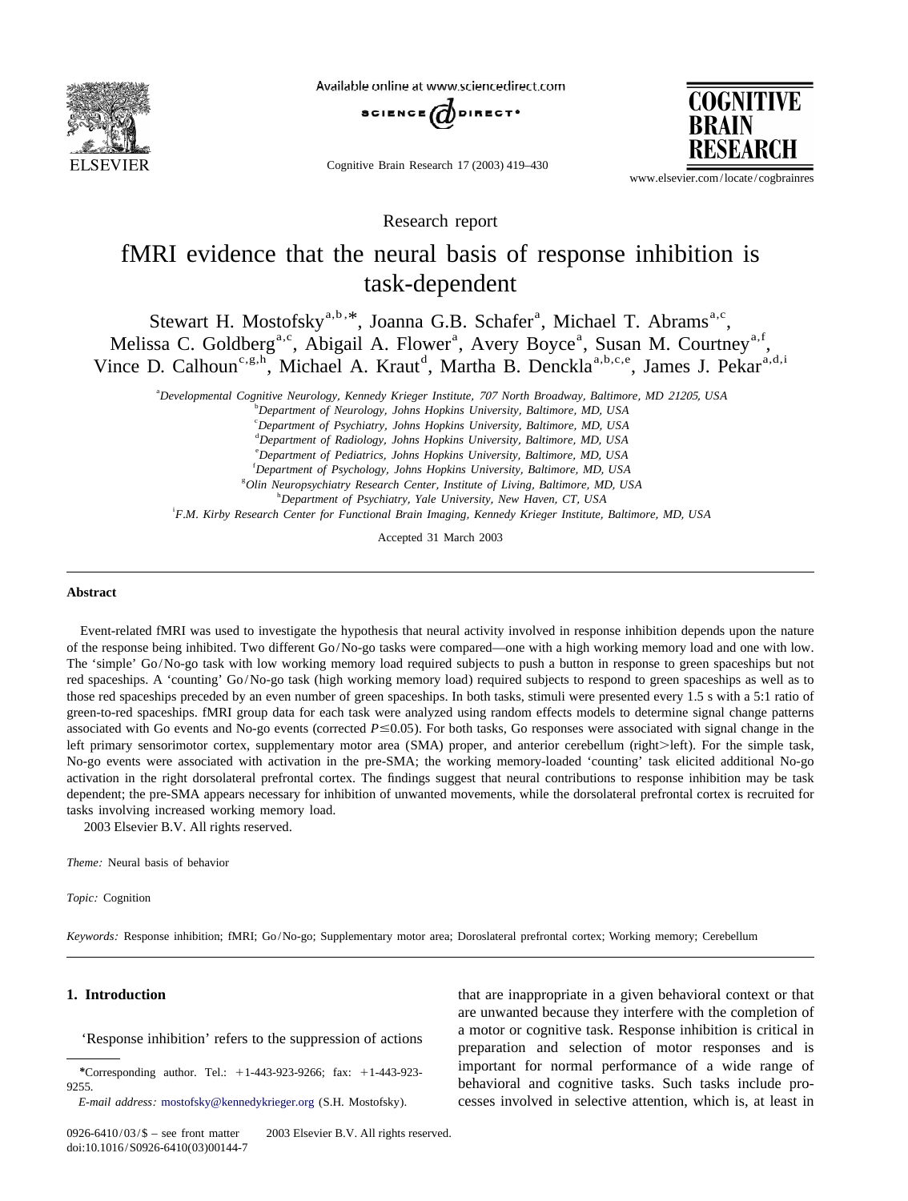Research report

# fMRI evidence that the neural basis of response inhibition is task-dependent

Stewart H. Mostofsky[a,b,*], Joanna G.B. Schafer[a], Michael T. Abrams[a,c], Melissa C. Goldberg[a,c], Abigail A. Flower[a], Avery Boyce[a], Susan M. Courtney[a,f], Vince D. Calhoun[c,g,h], Michael A. Kraut[d], Martha B. Denckla[a,b,c,e], James J. Pekar[a,d,i]

[a]*Developmental Cognitive Neurology, Kennedy Krieger Institute, 707 North Broadway, Baltimore, MD 21205, USA*
[b]*Department of Neurology, Johns Hopkins University, Baltimore, MD, USA*
[c]*Department of Psychiatry, Johns Hopkins University, Baltimore, MD, USA*
[d]*Department of Radiology, Johns Hopkins University, Baltimore, MD, USA*
[e]*Department of Pediatrics, Johns Hopkins University, Baltimore, MD, USA*
[f]*Department of Psychology, Johns Hopkins University, Baltimore, MD, USA*
[g]*Olin Neuropsychiatry Research Center, Institute of Living, Baltimore, MD, USA*
[h]*Department of Psychiatry, Yale University, New Haven, CT, USA*
[i]*F.M. Kirby Research Center for Functional Brain Imaging, Kennedy Krieger Institute, Baltimore, MD, USA*

Accepted 31 March 2003

## Abstract

Event-related fMRI was used to investigate the hypothesis that neural activity involved in response inhibition depends upon the nature of the response being inhibited. Two different Go/No-go tasks were compared—one with a high working memory load and one with low. The 'simple' Go/No-go task with low working memory load required subjects to push a button in response to green spaceships but not red spaceships. A 'counting' Go/No-go task (high working memory load) required subjects to respond to green spaceships as well as to those red spaceships preceded by an even number of green spaceships. In both tasks, stimuli were presented every 1.5 s with a 5:1 ratio of green-to-red spaceships. fMRI group data for each task were analyzed using random effects models to determine signal change patterns associated with Go events and No-go events (corrected $P \leq 0.05$). For both tasks, Go responses were associated with signal change in the left primary sensorimotor cortex, supplementary motor area (SMA) proper, and anterior cerebellum (right>left). For the simple task, No-go events were associated with activation in the pre-SMA; the working memory-loaded 'counting' task elicited additional No-go activation in the right dorsolateral prefrontal cortex. The findings suggest that neural contributions to response inhibition may be task dependent; the pre-SMA appears necessary for inhibition of unwanted movements, while the dorsolateral prefrontal cortex is recruited for tasks involving increased working memory load.

© 2003 Elsevier B.V. All rights reserved.

*Theme:* Neural basis of behavior

*Topic:* Cognition

*Keywords:* Response inhibition; fMRI; Go/No-go; Supplementary motor area; Doroslateral prefrontal cortex; Working memory; Cerebellum

## 1. Introduction

'Response inhibition' refers to the suppression of actions that are inappropriate in a given behavioral context or that are unwanted because they interfere with the completion of a motor or cognitive task. Response inhibition is critical in preparation and selection of motor responses and is important for normal performance of a wide range of behavioral and cognitive tasks. Such tasks include processes involved in selective attention, which is, at least in

*Corresponding author. Tel.: +1-443-923-9266; fax: +1-443-923-9255.
*E-mail address:* mostofsky@kennedykrieger.org (S.H. Mostofsky).

0926-6410/03/$ – see front matter © 2003 Elsevier B.V. All rights reserved.
doi:10.1016/S0926-6410(03)00144-7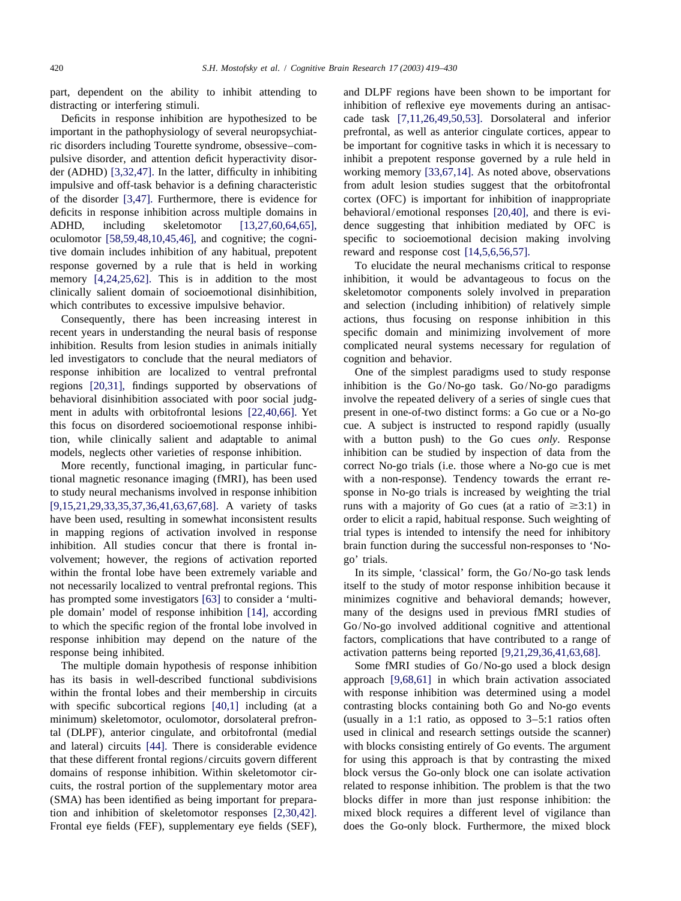part, dependent on the ability to inhibit attending to distracting or interfering stimuli.

Deficits in response inhibition are hypothesized to be important in the pathophysiology of several neuropsychiatric disorders including Tourette syndrome, obsessive–compulsive disorder, and attention deficit hyperactivity disorder (ADHD) [3,32,47]. In the latter, difficulty in inhibiting impulsive and off-task behavior is a defining characteristic of the disorder [3,47]. Furthermore, there is evidence for deficits in response inhibition across multiple domains in ADHD, including skeletomotor [13,27,60,64,65], oculomotor [58,59,48,10,45,46], and cognitive; the cognitive domain includes inhibition of any habitual, prepotent response governed by a rule that is held in working memory [4,24,25,62]. This is in addition to the most clinically salient domain of socioemotional disinhibition, which contributes to excessive impulsive behavior.

Consequently, there has been increasing interest in recent years in understanding the neural basis of response inhibition. Results from lesion studies in animals initially led investigators to conclude that the neural mediators of response inhibition are localized to ventral prefrontal regions [20,31], findings supported by observations of behavioral disinhibition associated with poor social judgment in adults with orbitofrontal lesions [22,40,66]. Yet this focus on disordered socioemotional response inhibition, while clinically salient and adaptable to animal models, neglects other varieties of response inhibition.

More recently, functional imaging, in particular functional magnetic resonance imaging (fMRI), has been used to study neural mechanisms involved in response inhibition [9,15,21,29,33,35,37,36,41,63,67,68]. A variety of tasks have been used, resulting in somewhat inconsistent results in mapping regions of activation involved in response inhibition. All studies concur that there is frontal involvement; however, the regions of activation reported within the frontal lobe have been extremely variable and not necessarily localized to ventral prefrontal regions. This has prompted some investigators [63] to consider a 'multiple domain' model of response inhibition [14], according to which the specific region of the frontal lobe involved in response inhibition may depend on the nature of the response being inhibited.

The multiple domain hypothesis of response inhibition has its basis in well-described functional subdivisions within the frontal lobes and their membership in circuits with specific subcortical regions [40,1] including (at a minimum) skeletomotor, oculomotor, dorsolateral prefrontal (DLPF), anterior cingulate, and orbitofrontal (medial and lateral) circuits [44]. There is considerable evidence that these different frontal regions/circuits govern different domains of response inhibition. Within skeletomotor circuits, the rostral portion of the supplementary motor area (SMA) has been identified as important for preparation and inhibition of skeletomotor responses [2,30,42]. Frontal eye fields (FEF), supplementary eye fields (SEF), and DLPF regions have been shown to be important for inhibition of reflexive eye movements during an antisaccade task [7,11,26,49,50,53]. Dorsolateral and inferior prefrontal, as well as anterior cingulate cortices, appear to be important for cognitive tasks in which it is necessary to inhibit a prepotent response governed by a rule held in working memory [33,67,14]. As noted above, observations from adult lesion studies suggest that the orbitofrontal cortex (OFC) is important for inhibition of inappropriate behavioral/emotional responses [20,40], and there is evidence suggesting that inhibition mediated by OFC is specific to socioemotional decision making involving reward and response cost [14,5,6,56,57].

To elucidate the neural mechanisms critical to response inhibition, it would be advantageous to focus on the skeletomotor components solely involved in preparation and selection (including inhibition) of relatively simple actions, thus focusing on response inhibition in this specific domain and minimizing involvement of more complicated neural systems necessary for regulation of cognition and behavior.

One of the simplest paradigms used to study response inhibition is the Go/No-go task. Go/No-go paradigms involve the repeated delivery of a series of single cues that present in one-of-two distinct forms: a Go cue or a No-go cue. A subject is instructed to respond rapidly (usually with a button push) to the Go cues *only*. Response inhibition can be studied by inspection of data from the correct No-go trials (i.e. those where a No-go cue is met with a non-response). Tendency towards the errant response in No-go trials is increased by weighting the trial runs with a majority of Go cues (at a ratio of $\geq$3:1) in order to elicit a rapid, habitual response. Such weighting of trial types is intended to intensify the need for inhibitory brain function during the successful non-responses to 'No-go' trials.

In its simple, 'classical' form, the Go/No-go task lends itself to the study of motor response inhibition because it minimizes cognitive and behavioral demands; however, many of the designs used in previous fMRI studies of Go/No-go involved additional cognitive and attentional factors, complications that have contributed to a range of activation patterns being reported [9,21,29,36,41,63,68].

Some fMRI studies of Go/No-go used a block design approach [9,68,61] in which brain activation associated with response inhibition was determined using a model contrasting blocks containing both Go and No-go events (usually in a 1:1 ratio, as opposed to 3–5:1 ratios often used in clinical and research settings outside the scanner) with blocks consisting entirely of Go events. The argument for using this approach is that by contrasting the mixed block versus the Go-only block one can isolate activation related to response inhibition. The problem is that the two blocks differ in more than just response inhibition: the mixed block requires a different level of vigilance than does the Go-only block. Furthermore, the mixed block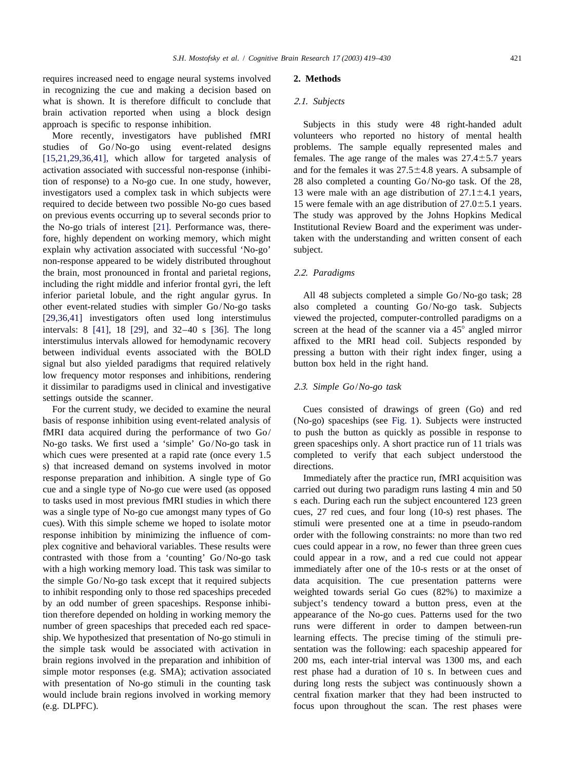requires increased need to engage neural systems involved in recognizing the cue and making a decision based on what is shown. It is therefore difficult to conclude that brain activation reported when using a block design approach is specific to response inhibition.

More recently, investigators have published fMRI studies of Go/No-go using event-related designs [15,21,29,36,41], which allow for targeted analysis of activation associated with successful non-response (inhibition of response) to a No-go cue. In one study, however, investigators used a complex task in which subjects were required to decide between two possible No-go cues based on previous events occurring up to several seconds prior to the No-go trials of interest [21]. Performance was, therefore, highly dependent on working memory, which might explain why activation associated with successful 'No-go' non-response appeared to be widely distributed throughout the brain, most pronounced in frontal and parietal regions, including the right middle and inferior frontal gyri, the left inferior parietal lobule, and the right angular gyrus. In other event-related studies with simpler Go/No-go tasks [29,36,41] investigators often used long interstimulus intervals: 8 [41], 18 [29], and 32–40 s [36]. The long interstimulus intervals allowed for hemodynamic recovery between individual events associated with the BOLD signal but also yielded paradigms that required relatively low frequency motor responses and inhibitions, rendering it dissimilar to paradigms used in clinical and investigative settings outside the scanner.

For the current study, we decided to examine the neural basis of response inhibition using event-related analysis of fMRI data acquired during the performance of two Go/No-go tasks. We first used a 'simple' Go/No-go task in which cues were presented at a rapid rate (once every 1.5 s) that increased demand on systems involved in motor response preparation and inhibition. A single type of Go cue and a single type of No-go cue were used (as opposed to tasks used in most previous fMRI studies in which there was a single type of No-go cue amongst many types of Go cues). With this simple scheme we hoped to isolate motor response inhibition by minimizing the influence of complex cognitive and behavioral variables. These results were contrasted with those from a 'counting' Go/No-go task with a high working memory load. This task was similar to the simple Go/No-go task except that it required subjects to inhibit responding only to those red spaceships preceded by an odd number of green spaceships. Response inhibition therefore depended on holding in working memory the number of green spaceships that preceded each red spaceship. We hypothesized that presentation of No-go stimuli in the simple task would be associated with activation in brain regions involved in the preparation and inhibition of simple motor responses (e.g. SMA); activation associated with presentation of No-go stimuli in the counting task would include brain regions involved in working memory (e.g. DLPFC).

## 2. Methods

### *2.1. Subjects*

Subjects in this study were 48 right-handed adult volunteers who reported no history of mental health problems. The sample equally represented males and females. The age range of the males was $27.4 \pm 5.7$ years and for the females it was $27.5 \pm 4.8$ years. A subsample of 28 also completed a counting Go/No-go task. Of the 28, 13 were male with an age distribution of $27.1 \pm 4.1$ years, 15 were female with an age distribution of $27.0 \pm 5.1$ years. The study was approved by the Johns Hopkins Medical Institutional Review Board and the experiment was undertaken with the understanding and written consent of each subject.

### *2.2. Paradigms*

All 48 subjects completed a simple Go/No-go task; 28 also completed a counting Go/No-go task. Subjects viewed the projected, computer-controlled paradigms on a screen at the head of the scanner via a 45° angled mirror affixed to the MRI head coil. Subjects responded by pressing a button with their right index finger, using a button box held in the right hand.

### *2.3. Simple Go/No-go task*

Cues consisted of drawings of green (Go) and red (No-go) spaceships (see Fig. 1). Subjects were instructed to push the button as quickly as possible in response to green spaceships only. A short practice run of 11 trials was completed to verify that each subject understood the directions.

Immediately after the practice run, fMRI acquisition was carried out during two paradigm runs lasting 4 min and 50 s each. During each run the subject encountered 123 green cues, 27 red cues, and four long (10-s) rest phases. The stimuli were presented one at a time in pseudo-random order with the following constraints: no more than two red cues could appear in a row, no fewer than three green cues could appear in a row, and a red cue could not appear immediately after one of the 10-s rests or at the onset of data acquisition. The cue presentation patterns were weighted towards serial Go cues (82%) to maximize a subject's tendency toward a button press, even at the appearance of the No-go cues. Patterns used for the two runs were different in order to dampen between-run learning effects. The precise timing of the stimuli presentation was the following: each spaceship appeared for 200 ms, each inter-trial interval was 1300 ms, and each rest phase had a duration of 10 s. In between cues and during long rests the subject was continuously shown a central fixation marker that they had been instructed to focus upon throughout the scan. The rest phases were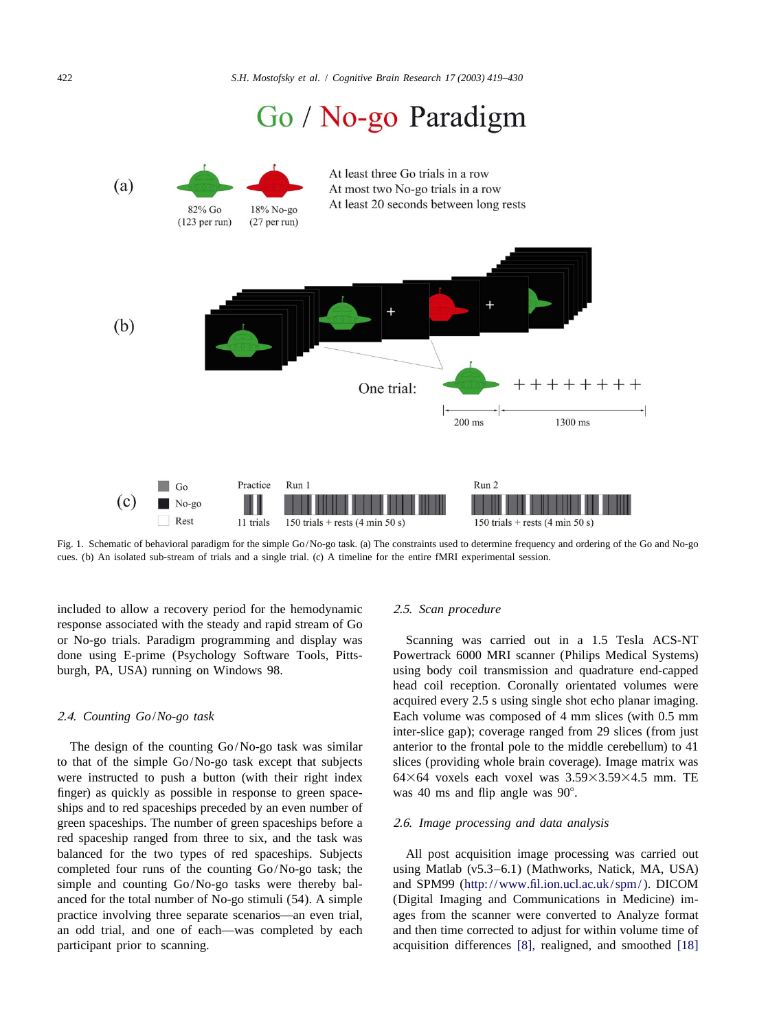Fig. 1. Schematic of behavioral paradigm for the simple Go/No-go task. (a) The constraints used to determine frequency and ordering of the Go and No-go cues. (b) An isolated sub-stream of trials and a single trial. (c) A timeline for the entire fMRI experimental session.

included to allow a recovery period for the hemodynamic response associated with the steady and rapid stream of Go or No-go trials. Paradigm programming and display was done using E-prime (Psychology Software Tools, Pittsburgh, PA, USA) running on Windows 98.

### 2.4. Counting Go/No-go task

The design of the counting Go/No-go task was similar to that of the simple Go/No-go task except that subjects were instructed to push a button (with their right index finger) as quickly as possible in response to green spaceships and to red spaceships preceded by an even number of green spaceships. The number of green spaceships before a red spaceship ranged from three to six, and the task was balanced for the two types of red spaceships. Subjects completed four runs of the counting Go/No-go task; the simple and counting Go/No-go tasks were thereby balanced for the total number of No-go stimuli (54). A simple practice involving three separate scenarios—an even trial, an odd trial, and one of each—was completed by each participant prior to scanning.

### 2.5. Scan procedure

Scanning was carried out in a 1.5 Tesla ACS-NT Powertrack 6000 MRI scanner (Philips Medical Systems) using body coil transmission and quadrature end-capped head coil reception. Coronally orientated volumes were acquired every 2.5 s using single shot echo planar imaging. Each volume was composed of 4 mm slices (with 0.5 mm inter-slice gap); coverage ranged from 29 slices (from just anterior to the frontal pole to the middle cerebellum) to 41 slices (providing whole brain coverage). Image matrix was 64×64 voxels each voxel was 3.59×3.59×4.5 mm. TE was 40 ms and flip angle was 90°.

### 2.6. Image processing and data analysis

All post acquisition image processing was carried out using Matlab (v5.3–6.1) (Mathworks, Natick, MA, USA) and SPM99 (http://www.fil.ion.ucl.ac.uk/spm/). DICOM (Digital Imaging and Communications in Medicine) images from the scanner were converted to Analyze format and then time corrected to adjust for within volume time of acquisition differences [8], realigned, and smoothed [18]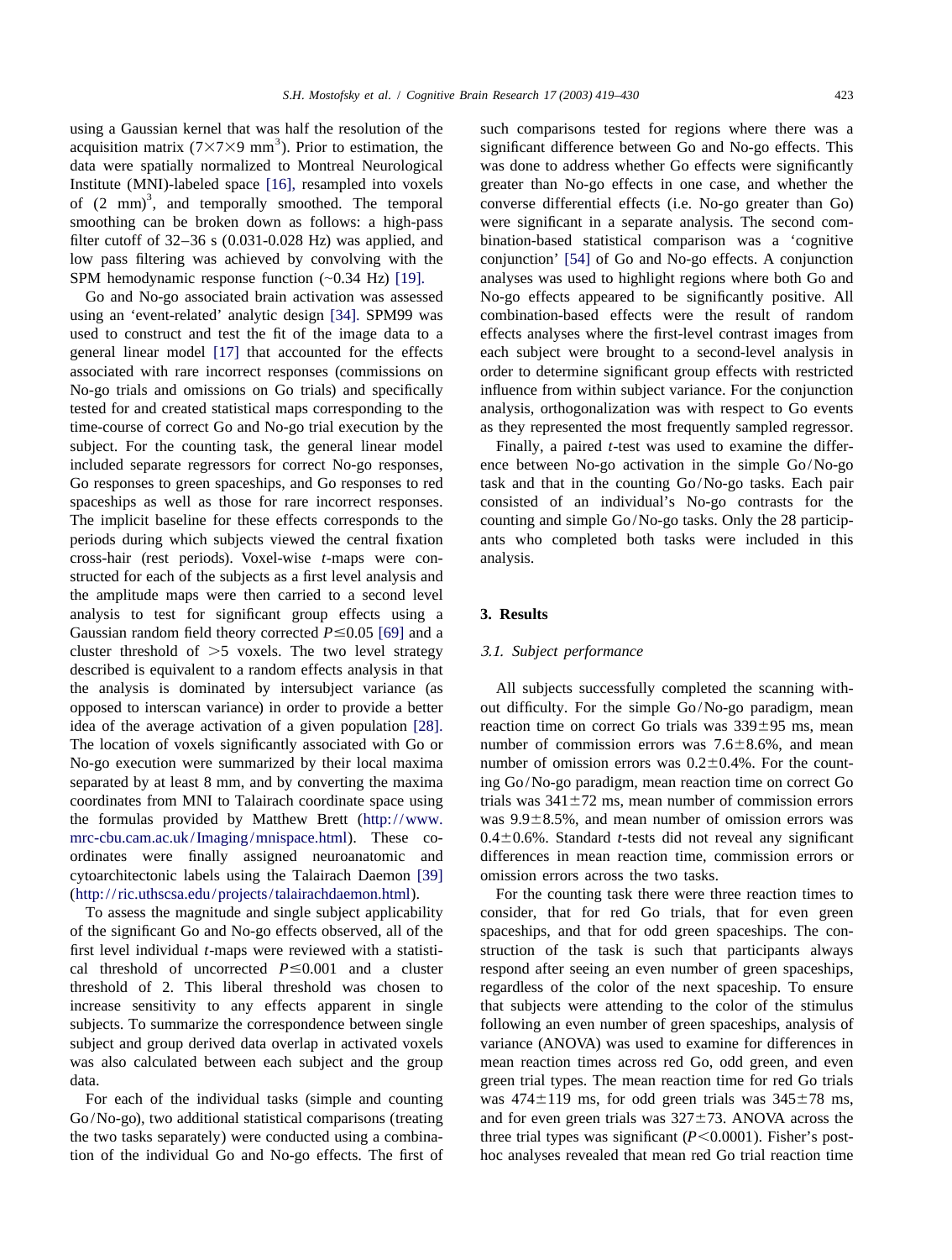using a Gaussian kernel that was half the resolution of the acquisition matrix ($7\times7\times9$ mm$^3$). Prior to estimation, the data were spatially normalized to Montreal Neurological Institute (MNI)-labeled space [16], resampled into voxels of (2 mm)$^3$, and temporally smoothed. The temporal smoothing can be broken down as follows: a high-pass filter cutoff of 32–36 s (0.031-0.028 Hz) was applied, and low pass filtering was achieved by convolving with the SPM hemodynamic response function (~0.34 Hz) [19].

Go and No-go associated brain activation was assessed using an 'event-related' analytic design [34]. SPM99 was used to construct and test the fit of the image data to a general linear model [17] that accounted for the effects associated with rare incorrect responses (commissions on No-go trials and omissions on Go trials) and specifically tested for and created statistical maps corresponding to the time-course of correct Go and No-go trial execution by the subject. For the counting task, the general linear model included separate regressors for correct No-go responses, Go responses to green spaceships, and Go responses to red spaceships as well as those for rare incorrect responses. The implicit baseline for these effects corresponds to the periods during which subjects viewed the central fixation cross-hair (rest periods). Voxel-wise *t*-maps were constructed for each of the subjects as a first level analysis and the amplitude maps were then carried to a second level analysis to test for significant group effects using a Gaussian random field theory corrected $P\leq0.05$ [69] and a cluster threshold of $>5$ voxels. The two level strategy described is equivalent to a random effects analysis in that the analysis is dominated by intersubject variance (as opposed to interscan variance) in order to provide a better idea of the average activation of a given population [28]. The location of voxels significantly associated with Go or No-go execution were summarized by their local maxima separated by at least 8 mm, and by converting the maxima coordinates from MNI to Talairach coordinate space using the formulas provided by Matthew Brett (http://www.mrc-cbu.cam.ac.uk/Imaging/mnispace.html). These coordinates were finally assigned neuroanatomic and cytoarchitectonic labels using the Talairach Daemon [39] (http://ric.uthscsa.edu/projects/talairachdaemon.html).

To assess the magnitude and single subject applicability of the significant Go and No-go effects observed, all of the first level individual *t*-maps were reviewed with a statistical threshold of uncorrected $P\leq0.001$ and a cluster threshold of 2. This liberal threshold was chosen to increase sensitivity to any effects apparent in single subjects. To summarize the correspondence between single subject and group derived data overlap in activated voxels was also calculated between each subject and the group data.

For each of the individual tasks (simple and counting Go/No-go), two additional statistical comparisons (treating the two tasks separately) were conducted using a combination of the individual Go and No-go effects. The first of such comparisons tested for regions where there was a significant difference between Go and No-go effects. This was done to address whether Go effects were significantly greater than No-go effects in one case, and whether the converse differential effects (i.e. No-go greater than Go) were significant in a separate analysis. The second combination-based statistical comparison was a 'cognitive conjunction' [54] of Go and No-go effects. A conjunction analyses was used to highlight regions where both Go and No-go effects appeared to be significantly positive. All combination-based effects were the result of random effects analyses where the first-level contrast images from each subject were brought to a second-level analysis in order to determine significant group effects with restricted influence from within subject variance. For the conjunction analysis, orthogonalization was with respect to Go events as they represented the most frequently sampled regressor.

Finally, a paired *t*-test was used to examine the difference between No-go activation in the simple Go/No-go task and that in the counting Go/No-go tasks. Each pair consisted of an individual's No-go contrasts for the counting and simple Go/No-go tasks. Only the 28 participants who completed both tasks were included in this analysis.

## 3. Results

### 3.1. Subject performance

All subjects successfully completed the scanning without difficulty. For the simple Go/No-go paradigm, mean reaction time on correct Go trials was $339\pm95$ ms, mean number of commission errors was $7.6\pm8.6$%, and mean number of omission errors was $0.2\pm0.4$%. For the counting Go/No-go paradigm, mean reaction time on correct Go trials was $341\pm72$ ms, mean number of commission errors was $9.9\pm8.5$%, and mean number of omission errors was $0.4\pm0.6$%. Standard *t*-tests did not reveal any significant differences in mean reaction time, commission errors or omission errors across the two tasks.

For the counting task there were three reaction times to consider, that for red Go trials, that for even green spaceships, and that for odd green spaceships. The construction of the task is such that participants always respond after seeing an even number of green spaceships, regardless of the color of the next spaceship. To ensure that subjects were attending to the color of the stimulus following an even number of green spaceships, analysis of variance (ANOVA) was used to examine for differences in mean reaction times across red Go, odd green, and even green trial types. The mean reaction time for red Go trials was $474\pm119$ ms, for odd green trials was $345\pm78$ ms, and for even green trials was $327\pm73$. ANOVA across the three trial types was significant ($P<0.0001$). Fisher's post-hoc analyses revealed that mean red Go trial reaction time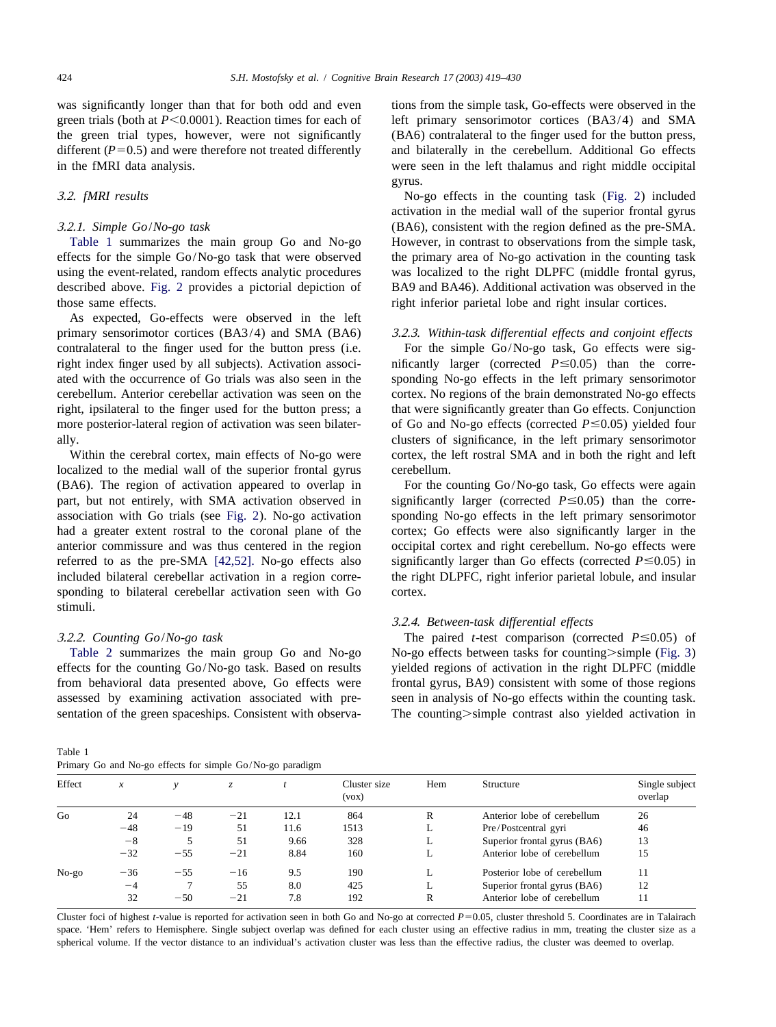was significantly longer than that for both odd and even green trials (both at $P<0.0001$). Reaction times for each of the green trial types, however, were not significantly different ($P=0.5$) and were therefore not treated differently in the fMRI data analysis.

### 3.2. fMRI results

#### 3.2.1. Simple Go/No-go task

Table 1 summarizes the main group Go and No-go effects for the simple Go/No-go task that were observed using the event-related, random effects analytic procedures described above. Fig. 2 provides a pictorial depiction of those same effects.

As expected, Go-effects were observed in the left primary sensorimotor cortices (BA3/4) and SMA (BA6) contralateral to the finger used for the button press (i.e. right index finger used by all subjects). Activation associated with the occurrence of Go trials was also seen in the cerebellum. Anterior cerebellar activation was seen on the right, ipsilateral to the finger used for the button press; a more posterior-lateral region of activation was seen bilaterally.

Within the cerebral cortex, main effects of No-go were localized to the medial wall of the superior frontal gyrus (BA6). The region of activation appeared to overlap in part, but not entirely, with SMA activation observed in association with Go trials (see Fig. 2). No-go activation had a greater extent rostral to the coronal plane of the anterior commissure and was thus centered in the region referred to as the pre-SMA [42,52]. No-go effects also included bilateral cerebellar activation in a region corresponding to bilateral cerebellar activation seen with Go stimuli.

#### 3.2.2. Counting Go/No-go task

Table 2 summarizes the main group Go and No-go effects for the counting Go/No-go task. Based on results from behavioral data presented above, Go effects were assessed by examining activation associated with presentation of the green spaceships. Consistent with observations from the simple task, Go-effects were observed in the left primary sensorimotor cortices (BA3/4) and SMA (BA6) contralateral to the finger used for the button press, and bilaterally in the cerebellum. Additional Go effects were seen in the left thalamus and right middle occipital gyrus.

No-go effects in the counting task (Fig. 2) included activation in the medial wall of the superior frontal gyrus (BA6), consistent with the region defined as the pre-SMA. However, in contrast to observations from the simple task, the primary area of No-go activation in the counting task was localized to the right DLPFC (middle frontal gyrus, BA9 and BA46). Additional activation was observed in the right inferior parietal lobe and right insular cortices.

#### 3.2.3. Within-task differential effects and conjoint effects

For the simple Go/No-go task, Go effects were significantly larger (corrected $P\leq0.05$) than the corresponding No-go effects in the left primary sensorimotor cortex. No regions of the brain demonstrated No-go effects that were significantly greater than Go effects. Conjunction of Go and No-go effects (corrected $P\leq0.05$) yielded four clusters of significance, in the left primary sensorimotor cortex, the left rostral SMA and in both the right and left cerebellum.

For the counting Go/No-go task, Go effects were again significantly larger (corrected $P\leq0.05$) than the corresponding No-go effects in the left primary sensorimotor cortex; Go effects were also significantly larger in the occipital cortex and right cerebellum. No-go effects were significantly larger than Go effects (corrected $P\leq0.05$) in the right DLPFC, right inferior parietal lobule, and insular cortex.

#### 3.2.4. Between-task differential effects

The paired $t$-test comparison (corrected $P\leq0.05$) of No-go effects between tasks for counting>simple (Fig. 3) yielded regions of activation in the right DLPFC (middle frontal gyrus, BA9) consistent with some of those regions seen in analysis of No-go effects within the counting task. The counting>simple contrast also yielded activation in

Table 1
Primary Go and No-go effects for simple Go/No-go paradigm

| Effect | $x$ | $y$ | $z$ | $t$ | Cluster size (vox) | Hem | Structure | Single subject overlap |
|---|---|---|---|---|---|---|---|---|
| Go | 24 | −48 | −21 | 12.1 | 864 | R | Anterior lobe of cerebellum | 26 |
| | −48 | −19 | 51 | 11.6 | 1513 | L | Pre/Postcentral gyri | 46 |
| | −8 | 5 | 51 | 9.66 | 328 | L | Superior frontal gyrus (BA6) | 13 |
| | −32 | −55 | −21 | 8.84 | 160 | L | Anterior lobe of cerebellum | 15 |
| No-go | −36 | −55 | −16 | 9.5 | 190 | L | Posterior lobe of cerebellum | 11 |
| | −4 | 7 | 55 | 8.0 | 425 | L | Superior frontal gyrus (BA6) | 12 |
| | 32 | −50 | −21 | 7.8 | 192 | R | Anterior lobe of cerebellum | 11 |

Cluster foci of highest $t$-value is reported for activation seen in both Go and No-go at corrected $P=0.05$, cluster threshold 5. Coordinates are in Talairach space. 'Hem' refers to Hemisphere. Single subject overlap was defined for each cluster using an effective radius in mm, treating the cluster size as a spherical volume. If the vector distance to an individual's activation cluster was less than the effective radius, the cluster was deemed to overlap.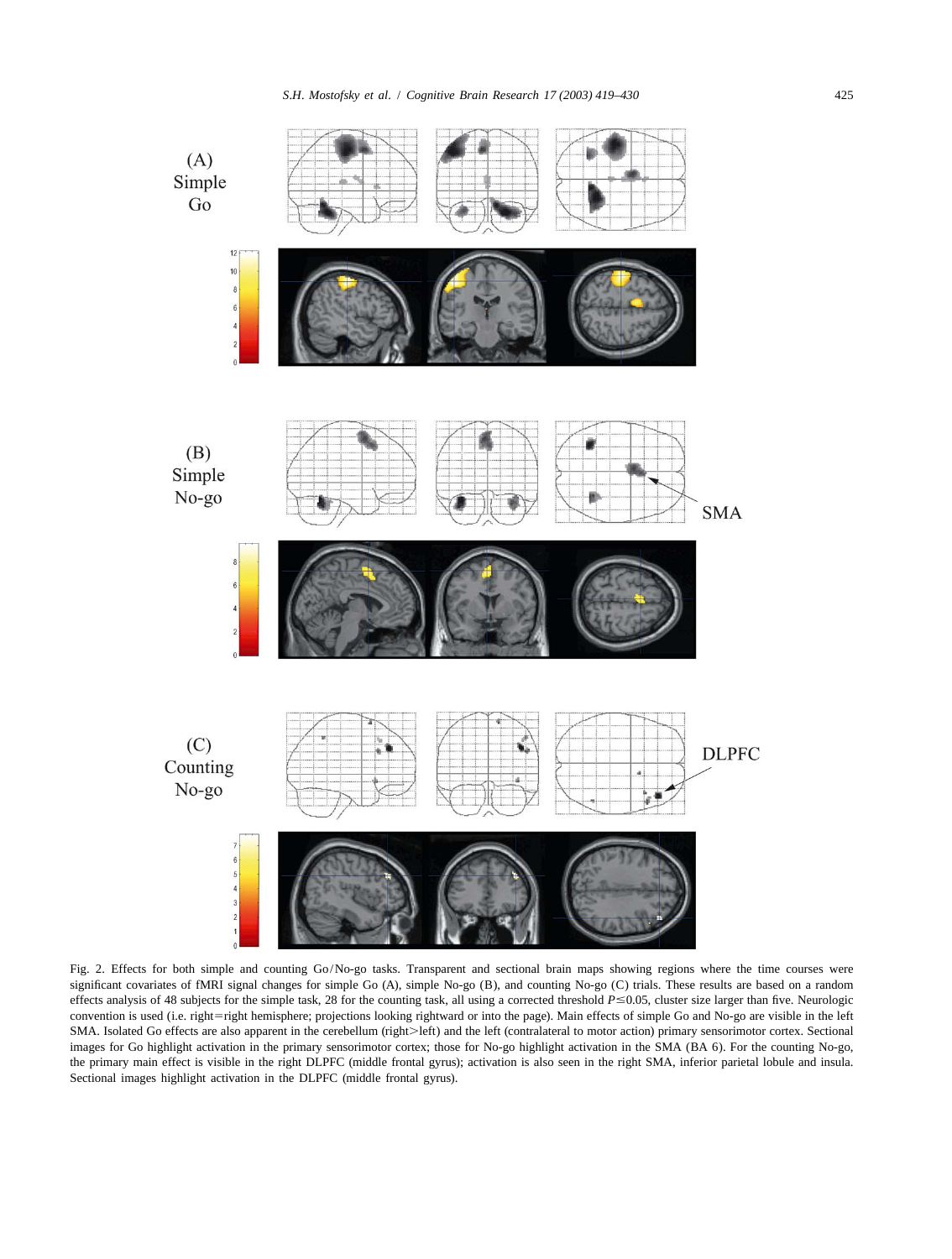Fig. 2. Effects for both simple and counting Go/No-go tasks. Transparent and sectional brain maps showing regions where the time courses were significant covariates of fMRI signal changes for simple Go (A), simple No-go (B), and counting No-go (C) trials. These results are based on a random effects analysis of 48 subjects for the simple task, 28 for the counting task, all using a corrected threshold $P \leq 0.05$, cluster size larger than five. Neurologic convention is used (i.e. right=right hemisphere; projections looking rightward or into the page). Main effects of simple Go and No-go are visible in the left SMA. Isolated Go effects are also apparent in the cerebellum (right>left) and the left (contralateral to motor action) primary sensorimotor cortex. Sectional images for Go highlight activation in the primary sensorimotor cortex; those for No-go highlight activation in the SMA (BA 6). For the counting No-go, the primary main effect is visible in the right DLPFC (middle frontal gyrus); activation is also seen in the right SMA, inferior parietal lobule and insula. Sectional images highlight activation in the DLPFC (middle frontal gyrus).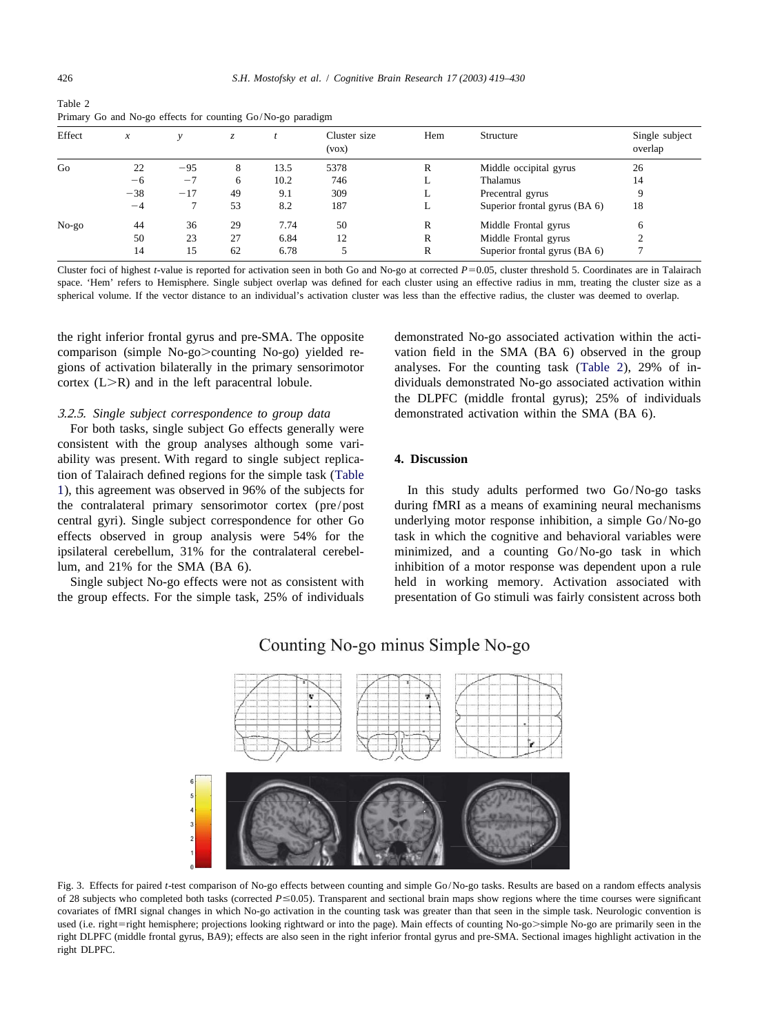Table 2
Primary Go and No-go effects for counting Go/No-go paradigm

| Effect | *x* | *y* | *z* | *t* | Cluster size (vox) | Hem | Structure | Single subject overlap |
|---|---|---|---|---|---|---|---|---|
| Go | 22 | −95 | 8 | 13.5 | 5378 | R | Middle occipital gyrus | 26 |
| | −6 | −7 | 6 | 10.2 | 746 | L | Thalamus | 14 |
| | −38 | −17 | 49 | 9.1 | 309 | L | Precentral gyrus | 9 |
| | −4 | 7 | 53 | 8.2 | 187 | L | Superior frontal gyrus (BA 6) | 18 |
| No-go | 44 | 36 | 29 | 7.74 | 50 | R | Middle Frontal gyrus | 6 |
| | 50 | 23 | 27 | 6.84 | 12 | R | Middle Frontal gyrus | 2 |
| | 14 | 15 | 62 | 6.78 | 5 | R | Superior frontal gyrus (BA 6) | 7 |

Cluster foci of highest *t*-value is reported for activation seen in both Go and No-go at corrected $P=0.05$, cluster threshold 5. Coordinates are in Talairach space. 'Hem' refers to Hemisphere. Single subject overlap was defined for each cluster using an effective radius in mm, treating the cluster size as a spherical volume. If the vector distance to an individual's activation cluster was less than the effective radius, the cluster was deemed to overlap.

the right inferior frontal gyrus and pre-SMA. The opposite comparison (simple No-go>counting No-go) yielded regions of activation bilaterally in the primary sensorimotor cortex (L>R) and in the left paracentral lobule.

### *3.2.5. Single subject correspondence to group data*

For both tasks, single subject Go effects generally were consistent with the group analyses although some variability was present. With regard to single subject replication of Talairach defined regions for the simple task (Table 1), this agreement was observed in 96% of the subjects for the contralateral primary sensorimotor cortex (pre/post central gyri). Single subject correspondence for other Go effects observed in group analysis were 54% for the ipsilateral cerebellum, 31% for the contralateral cerebellum, and 21% for the SMA (BA 6).

Single subject No-go effects were not as consistent with the group effects. For the simple task, 25% of individuals demonstrated No-go associated activation within the activation field in the SMA (BA 6) observed in the group analyses. For the counting task (Table 2), 29% of individuals demonstrated No-go associated activation within the DLPFC (middle frontal gyrus); 25% of individuals demonstrated activation within the SMA (BA 6).

## 4. Discussion

In this study adults performed two Go/No-go tasks during fMRI as a means of examining neural mechanisms underlying motor response inhibition, a simple Go/No-go task in which the cognitive and behavioral variables were minimized, and a counting Go/No-go task in which inhibition of a motor response was dependent upon a rule held in working memory. Activation associated with presentation of Go stimuli was fairly consistent across both

Fig. 3. Effects for paired *t*-test comparison of No-go effects between counting and simple Go/No-go tasks. Results are based on a random effects analysis of 28 subjects who completed both tasks (corrected $P\leq0.05$). Transparent and sectional brain maps show regions where the time courses were significant covariates of fMRI signal changes in which No-go activation in the counting task was greater than that seen in the simple task. Neurologic convention is used (i.e. right=right hemisphere; projections looking rightward or into the page). Main effects of counting No-go>simple No-go are primarily seen in the right DLPFC (middle frontal gyrus, BA9); effects are also seen in the right inferior frontal gyrus and pre-SMA. Sectional images highlight activation in the right DLPFC.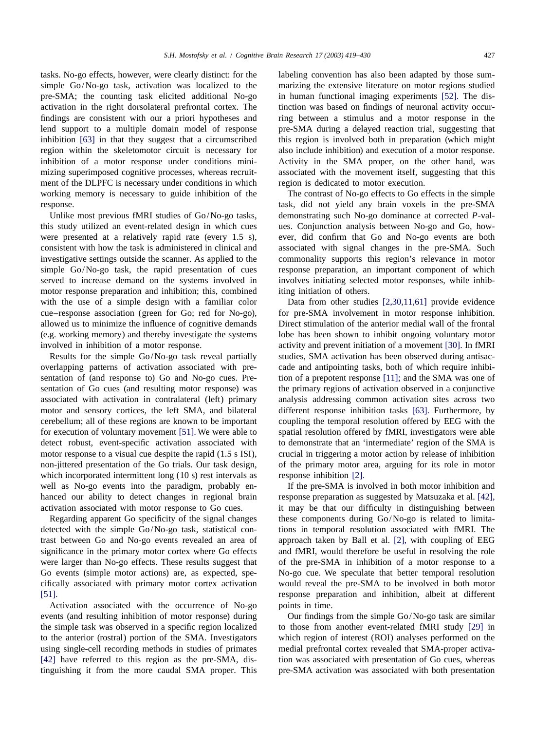tasks. No-go effects, however, were clearly distinct: for the simple Go/No-go task, activation was localized to the pre-SMA; the counting task elicited additional No-go activation in the right dorsolateral prefrontal cortex. The findings are consistent with our a priori hypotheses and lend support to a multiple domain model of response inhibition [63] in that they suggest that a circumscribed region within the skeletomotor circuit is necessary for inhibition of a motor response under conditions minimizing superimposed cognitive processes, whereas recruitment of the DLPFC is necessary under conditions in which working memory is necessary to guide inhibition of the response.

Unlike most previous fMRI studies of Go/No-go tasks, this study utilized an event-related design in which cues were presented at a relatively rapid rate (every 1.5 s), consistent with how the task is administered in clinical and investigative settings outside the scanner. As applied to the simple Go/No-go task, the rapid presentation of cues served to increase demand on the systems involved in motor response preparation and inhibition; this, combined with the use of a simple design with a familiar color cue–response association (green for Go; red for No-go), allowed us to minimize the influence of cognitive demands (e.g. working memory) and thereby investigate the systems involved in inhibition of a motor response.

Results for the simple Go/No-go task reveal partially overlapping patterns of activation associated with presentation of (and response to) Go and No-go cues. Presentation of Go cues (and resulting motor response) was associated with activation in contralateral (left) primary motor and sensory cortices, the left SMA, and bilateral cerebellum; all of these regions are known to be important for execution of voluntary movement [51]. We were able to detect robust, event-specific activation associated with motor response to a visual cue despite the rapid (1.5 s ISI), non-jittered presentation of the Go trials. Our task design, which incorporated intermittent long (10 s) rest intervals as well as No-go events into the paradigm, probably enhanced our ability to detect changes in regional brain activation associated with motor response to Go cues.

Regarding apparent Go specificity of the signal changes detected with the simple Go/No-go task, statistical contrast between Go and No-go events revealed an area of significance in the primary motor cortex where Go effects were larger than No-go effects. These results suggest that Go events (simple motor actions) are, as expected, specifically associated with primary motor cortex activation [51].

Activation associated with the occurrence of No-go events (and resulting inhibition of motor response) during the simple task was observed in a specific region localized to the anterior (rostral) portion of the SMA. Investigators using single-cell recording methods in studies of primates [42] have referred to this region as the pre-SMA, distinguishing it from the more caudal SMA proper. This labeling convention has also been adapted by those summarizing the extensive literature on motor regions studied in human functional imaging experiments [52]. The distinction was based on findings of neuronal activity occurring between a stimulus and a motor response in the pre-SMA during a delayed reaction trial, suggesting that this region is involved both in preparation (which might also include inhibition) and execution of a motor response. Activity in the SMA proper, on the other hand, was associated with the movement itself, suggesting that this region is dedicated to motor execution.

The contrast of No-go effects to Go effects in the simple task, did not yield any brain voxels in the pre-SMA demonstrating such No-go dominance at corrected $P$-values. Conjunction analysis between No-go and Go, however, did confirm that Go and No-go events are both associated with signal changes in the pre-SMA. Such commonality supports this region's relevance in motor response preparation, an important component of which involves initiating selected motor responses, while inhibiting initiation of others.

Data from other studies [2,30,11,61] provide evidence for pre-SMA involvement in motor response inhibition. Direct stimulation of the anterior medial wall of the frontal lobe has been shown to inhibit ongoing voluntary motor activity and prevent initiation of a movement [30]. In fMRI studies, SMA activation has been observed during antisaccade and antipointing tasks, both of which require inhibition of a prepotent response [11]; and the SMA was one of the primary regions of activation observed in a conjunctive analysis addressing common activation sites across two different response inhibition tasks [63]. Furthermore, by coupling the temporal resolution offered by EEG with the spatial resolution offered by fMRI, investigators were able to demonstrate that an 'intermediate' region of the SMA is crucial in triggering a motor action by release of inhibition of the primary motor area, arguing for its role in motor response inhibition [2].

If the pre-SMA is involved in both motor inhibition and response preparation as suggested by Matsuzaka et al. [42], it may be that our difficulty in distinguishing between these components during Go/No-go is related to limitations in temporal resolution associated with fMRI. The approach taken by Ball et al. [2], with coupling of EEG and fMRI, would therefore be useful in resolving the role of the pre-SMA in inhibition of a motor response to a No-go cue. We speculate that better temporal resolution would reveal the pre-SMA to be involved in both motor response preparation and inhibition, albeit at different points in time.

Our findings from the simple Go/No-go task are similar to those from another event-related fMRI study [29] in which region of interest (ROI) analyses performed on the medial prefrontal cortex revealed that SMA-proper activation was associated with presentation of Go cues, whereas pre-SMA activation was associated with both presentation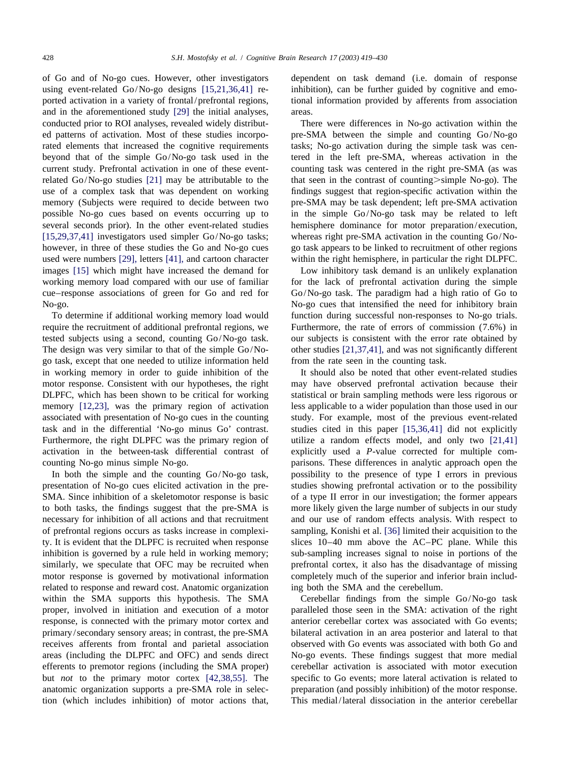of Go and of No-go cues. However, other investigators using event-related Go/No-go designs [15,21,36,41] reported activation in a variety of frontal/prefrontal regions, and in the aforementioned study [29] the initial analyses, conducted prior to ROI analyses, revealed widely distributed patterns of activation. Most of these studies incorporated elements that increased the cognitive requirements beyond that of the simple Go/No-go task used in the current study. Prefrontal activation in one of these event-related Go/No-go studies [21] may be attributable to the use of a complex task that was dependent on working memory (Subjects were required to decide between two possible No-go cues based on events occurring up to several seconds prior). In the other event-related studies [15,29,37,41] investigators used simpler Go/No-go tasks; however, in three of these studies the Go and No-go cues used were numbers [29], letters [41], and cartoon character images [15] which might have increased the demand for working memory load compared with our use of familiar cue–response associations of green for Go and red for No-go.

To determine if additional working memory load would require the recruitment of additional prefrontal regions, we tested subjects using a second, counting Go/No-go task. The design was very similar to that of the simple Go/No-go task, except that one needed to utilize information held in working memory in order to guide inhibition of the motor response. Consistent with our hypotheses, the right DLPFC, which has been shown to be critical for working memory [12,23], was the primary region of activation associated with presentation of No-go cues in the counting task and in the differential 'No-go minus Go' contrast. Furthermore, the right DLPFC was the primary region of activation in the between-task differential contrast of counting No-go minus simple No-go.

In both the simple and the counting Go/No-go task, presentation of No-go cues elicited activation in the pre-SMA. Since inhibition of a skeletomotor response is basic to both tasks, the findings suggest that the pre-SMA is necessary for inhibition of all actions and that recruitment of prefrontal regions occurs as tasks increase in complexity. It is evident that the DLPFC is recruited when response inhibition is governed by a rule held in working memory; similarly, we speculate that OFC may be recruited when motor response is governed by motivational information related to response and reward cost. Anatomic organization within the SMA supports this hypothesis. The SMA proper, involved in initiation and execution of a motor response, is connected with the primary motor cortex and primary/secondary sensory areas; in contrast, the pre-SMA receives afferents from frontal and parietal association areas (including the DLPFC and OFC) and sends direct efferents to premotor regions (including the SMA proper) but *not* to the primary motor cortex [42,38,55]. The anatomic organization supports a pre-SMA role in selection (which includes inhibition) of motor actions that, dependent on task demand (i.e. domain of response inhibition), can be further guided by cognitive and emotional information provided by afferents from association areas.

There were differences in No-go activation within the pre-SMA between the simple and counting Go/No-go tasks; No-go activation during the simple task was centered in the left pre-SMA, whereas activation in the counting task was centered in the right pre-SMA (as was that seen in the contrast of counting>simple No-go). The findings suggest that region-specific activation within the pre-SMA may be task dependent; left pre-SMA activation in the simple Go/No-go task may be related to left hemisphere dominance for motor preparation/execution, whereas right pre-SMA activation in the counting Go/No-go task appears to be linked to recruitment of other regions within the right hemisphere, in particular the right DLPFC.

Low inhibitory task demand is an unlikely explanation for the lack of prefrontal activation during the simple Go/No-go task. The paradigm had a high ratio of Go to No-go cues that intensified the need for inhibitory brain function during successful non-responses to No-go trials. Furthermore, the rate of errors of commission (7.6%) in our subjects is consistent with the error rate obtained by other studies [21,37,41], and was not significantly different from the rate seen in the counting task.

It should also be noted that other event-related studies may have observed prefrontal activation because their statistical or brain sampling methods were less rigorous or less applicable to a wider population than those used in our study. For example, most of the previous event-related studies cited in this paper [15,36,41] did not explicitly utilize a random effects model, and only two [21,41] explicitly used a $P$-value corrected for multiple comparisons. These differences in analytic approach open the possibility to the presence of type I errors in previous studies showing prefrontal activation or to the possibility of a type II error in our investigation; the former appears more likely given the large number of subjects in our study and our use of random effects analysis. With respect to sampling, Konishi et al. [36] limited their acquisition to the slices 10–40 mm above the AC–PC plane. While this sub-sampling increases signal to noise in portions of the prefrontal cortex, it also has the disadvantage of missing completely much of the superior and inferior brain including both the SMA and the cerebellum.

Cerebellar findings from the simple Go/No-go task paralleled those seen in the SMA: activation of the right anterior cerebellar cortex was associated with Go events; bilateral activation in an area posterior and lateral to that observed with Go events was associated with both Go and No-go events. These findings suggest that more medial cerebellar activation is associated with motor execution specific to Go events; more lateral activation is related to preparation (and possibly inhibition) of the motor response. This medial/lateral dissociation in the anterior cerebellar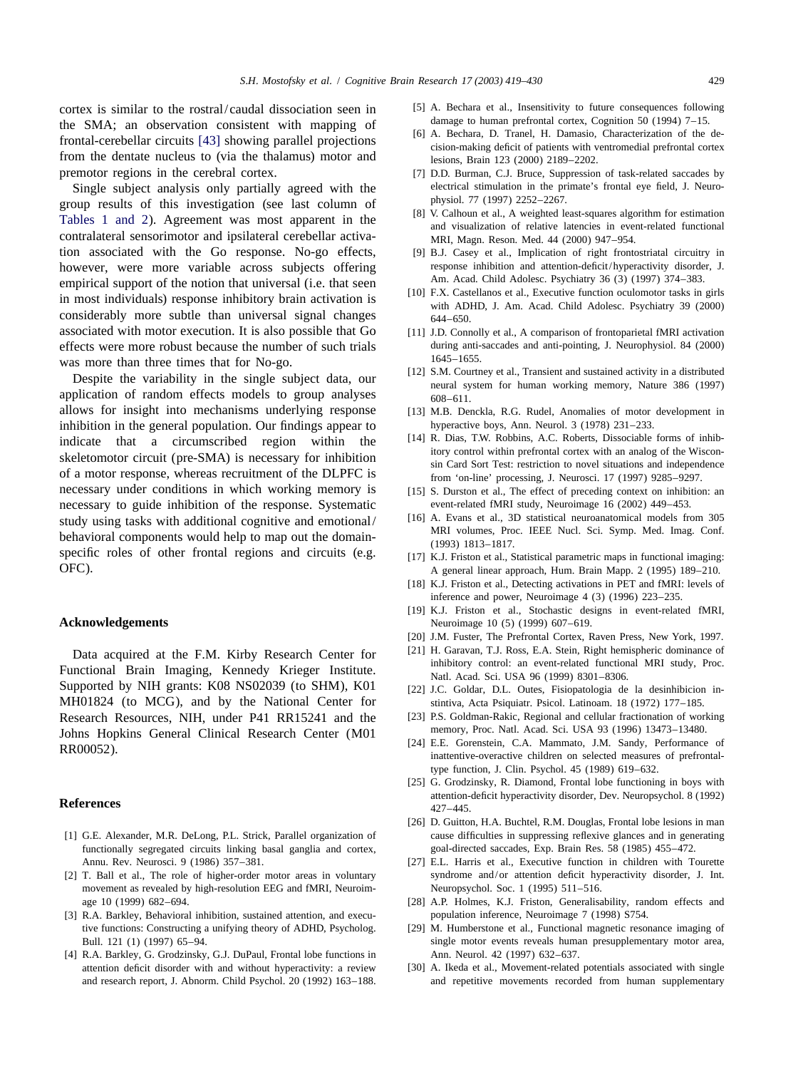cortex is similar to the rostral/caudal dissociation seen in the SMA; an observation consistent with mapping of frontal-cerebellar circuits [43] showing parallel projections from the dentate nucleus to (via the thalamus) motor and premotor regions in the cerebral cortex.

Single subject analysis only partially agreed with the group results of this investigation (see last column of Tables 1 and 2). Agreement was most apparent in the contralateral sensorimotor and ipsilateral cerebellar activation associated with the Go response. No-go effects, however, were more variable across subjects offering empirical support of the notion that universal (i.e. that seen in most individuals) response inhibitory brain activation is considerably more subtle than universal signal changes associated with motor execution. It is also possible that Go effects were more robust because the number of such trials was more than three times that for No-go.

Despite the variability in the single subject data, our application of random effects models to group analyses allows for insight into mechanisms underlying response inhibition in the general population. Our findings appear to indicate that a circumscribed region within the skeletomotor circuit (pre-SMA) is necessary for inhibition of a motor response, whereas recruitment of the DLPFC is necessary under conditions in which working memory is necessary to guide inhibition of the response. Systematic study using tasks with additional cognitive and emotional/behavioral components would help to map out the domain-specific roles of other frontal regions and circuits (e.g. OFC).

## Acknowledgements

Data acquired at the F.M. Kirby Research Center for Functional Brain Imaging, Kennedy Krieger Institute. Supported by NIH grants: K08 NS02039 (to SHM), K01 MH01824 (to MCG), and by the National Center for Research Resources, NIH, under P41 RR15241 and the Johns Hopkins General Clinical Research Center (M01 RR00052).

## References

[1] G.E. Alexander, M.R. DeLong, P.L. Strick, Parallel organization of functionally segregated circuits linking basal ganglia and cortex, Annu. Rev. Neurosci. 9 (1986) 357–381.

[2] T. Ball et al., The role of higher-order motor areas in voluntary movement as revealed by high-resolution EEG and fMRI, Neuroimage 10 (1999) 682–694.

[3] R.A. Barkley, Behavioral inhibition, sustained attention, and executive functions: Constructing a unifying theory of ADHD, Psycholog. Bull. 121 (1) (1997) 65–94.

[4] R.A. Barkley, G. Grodzinsky, G.J. DuPaul, Frontal lobe functions in attention deficit disorder with and without hyperactivity: a review and research report, J. Abnorm. Child Psychol. 20 (1992) 163–188.

[5] A. Bechara et al., Insensitivity to future consequences following damage to human prefrontal cortex, Cognition 50 (1994) 7–15.

[6] A. Bechara, D. Tranel, H. Damasio, Characterization of the decision-making deficit of patients with ventromedial prefrontal cortex lesions, Brain 123 (2000) 2189–2202.

[7] D.D. Burman, C.J. Bruce, Suppression of task-related saccades by electrical stimulation in the primate's frontal eye field, J. Neurophysiol. 77 (1997) 2252–2267.

[8] V. Calhoun et al., A weighted least-squares algorithm for estimation and visualization of relative latencies in event-related functional MRI, Magn. Reson. Med. 44 (2000) 947–954.

[9] B.J. Casey et al., Implication of right frontostriatal circuitry in response inhibition and attention-deficit/hyperactivity disorder, J. Am. Acad. Child Adolesc. Psychiatry 36 (3) (1997) 374–383.

[10] F.X. Castellanos et al., Executive function oculomotor tasks in girls with ADHD, J. Am. Acad. Child Adolesc. Psychiatry 39 (2000) 644–650.

[11] J.D. Connolly et al., A comparison of frontoparietal fMRI activation during anti-saccades and anti-pointing, J. Neurophysiol. 84 (2000) 1645–1655.

[12] S.M. Courtney et al., Transient and sustained activity in a distributed neural system for human working memory, Nature 386 (1997) 608–611.

[13] M.B. Denckla, R.G. Rudel, Anomalies of motor development in hyperactive boys, Ann. Neurol. 3 (1978) 231–233.

[14] R. Dias, T.W. Robbins, A.C. Roberts, Dissociable forms of inhibitory control within prefrontal cortex with an analog of the Wisconsin Card Sort Test: restriction to novel situations and independence from 'on-line' processing, J. Neurosci. 17 (1997) 9285–9297.

[15] S. Durston et al., The effect of preceding context on inhibition: an event-related fMRI study, Neuroimage 16 (2002) 449–453.

[16] A. Evans et al., 3D statistical neuroanatomical models from 305 MRI volumes, Proc. IEEE Nucl. Sci. Symp. Med. Imag. Conf. (1993) 1813–1817.

[17] K.J. Friston et al., Statistical parametric maps in functional imaging: A general linear approach, Hum. Brain Mapp. 2 (1995) 189–210.

[18] K.J. Friston et al., Detecting activations in PET and fMRI: levels of inference and power, Neuroimage 4 (3) (1996) 223–235.

[19] K.J. Friston et al., Stochastic designs in event-related fMRI, Neuroimage 10 (5) (1999) 607–619.

[20] J.M. Fuster, The Prefrontal Cortex, Raven Press, New York, 1997.

[21] H. Garavan, T.J. Ross, E.A. Stein, Right hemispheric dominance of inhibitory control: an event-related functional MRI study, Proc. Natl. Acad. Sci. USA 96 (1999) 8301–8306.

[22] J.C. Goldar, D.L. Outes, Fisiopatologia de la desinhibicion instintiva, Acta Psiquiatr. Psicol. Latinoam. 18 (1972) 177–185.

[23] P.S. Goldman-Rakic, Regional and cellular fractionation of working memory, Proc. Natl. Acad. Sci. USA 93 (1996) 13473–13480.

[24] E.E. Gorenstein, C.A. Mammato, J.M. Sandy, Performance of inattentive-overactive children on selected measures of prefrontal-type function, J. Clin. Psychol. 45 (1989) 619–632.

[25] G. Grodzinsky, R. Diamond, Frontal lobe functioning in boys with attention-deficit hyperactivity disorder, Dev. Neuropsychol. 8 (1992) 427–445.

[26] D. Guitton, H.A. Buchtel, R.M. Douglas, Frontal lobe lesions in man cause difficulties in suppressing reflexive glances and in generating goal-directed saccades, Exp. Brain Res. 58 (1985) 455–472.

[27] E.L. Harris et al., Executive function in children with Tourette syndrome and/or attention deficit hyperactivity disorder, J. Int. Neuropsychol. Soc. 1 (1995) 511–516.

[28] A.P. Holmes, K.J. Friston, Generalisability, random effects and population inference, Neuroimage 7 (1998) S754.

[29] M. Humberstone et al., Functional magnetic resonance imaging of single motor events reveals human presupplementary motor area, Ann. Neurol. 42 (1997) 632–637.

[30] A. Ikeda et al., Movement-related potentials associated with single and repetitive movements recorded from human supplementary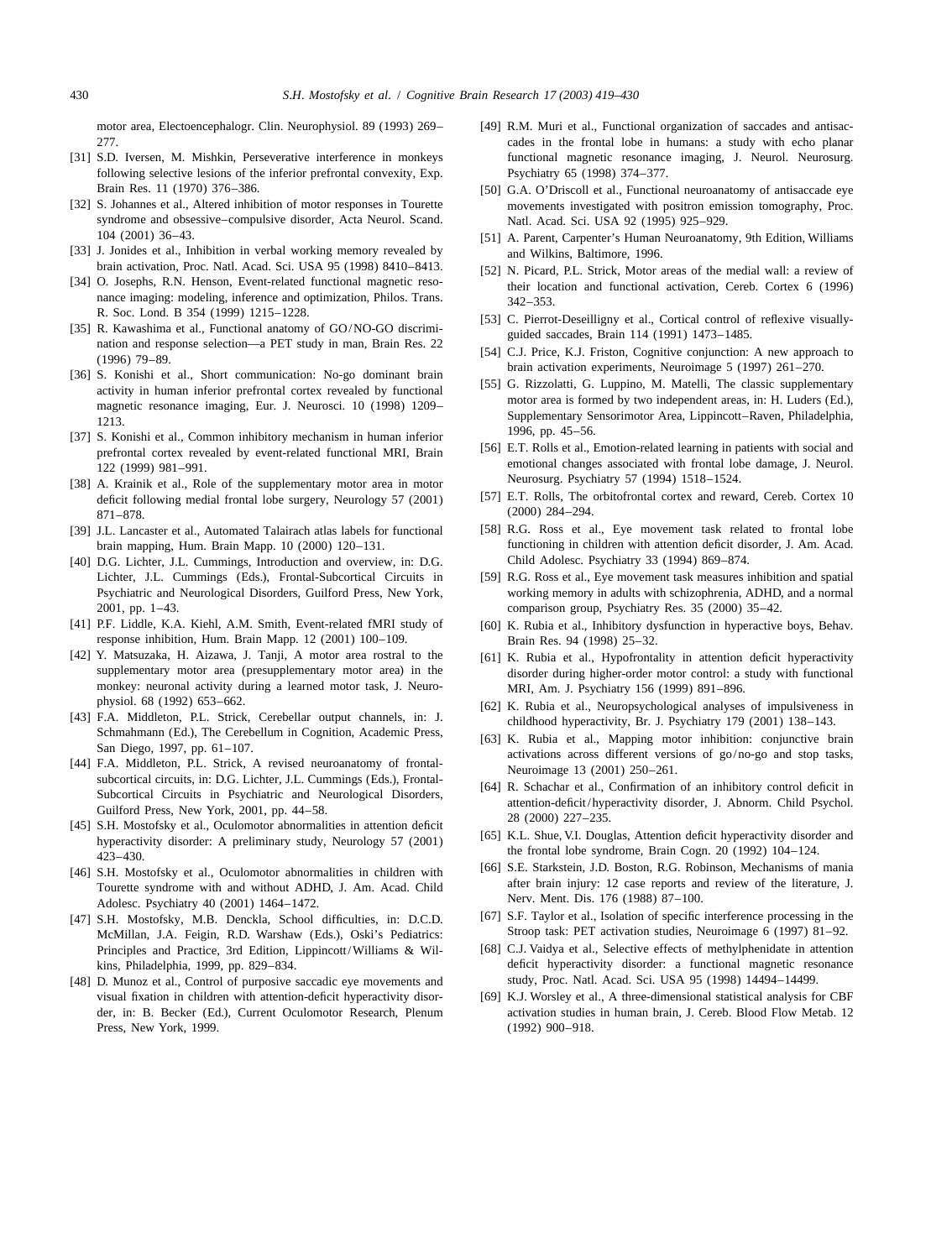motor area, Electoencephalogr. Clin. Neurophysiol. 89 (1993) 269–277.

[31] S.D. Iversen, M. Mishkin, Perseverative interference in monkeys following selective lesions of the inferior prefrontal convexity, Exp. Brain Res. 11 (1970) 376–386.

[32] S. Johannes et al., Altered inhibition of motor responses in Tourette syndrome and obsessive–compulsive disorder, Acta Neurol. Scand. 104 (2001) 36–43.

[33] J. Jonides et al., Inhibition in verbal working memory revealed by brain activation, Proc. Natl. Acad. Sci. USA 95 (1998) 8410–8413.

[34] O. Josephs, R.N. Henson, Event-related functional magnetic resonance imaging: modeling, inference and optimization, Philos. Trans. R. Soc. Lond. B 354 (1999) 1215–1228.

[35] R. Kawashima et al., Functional anatomy of GO/NO-GO discrimination and response selection—a PET study in man, Brain Res. 22 (1996) 79–89.

[36] S. Konishi et al., Short communication: No-go dominant brain activity in human inferior prefrontal cortex revealed by functional magnetic resonance imaging, Eur. J. Neurosci. 10 (1998) 1209–1213.

[37] S. Konishi et al., Common inhibitory mechanism in human inferior prefrontal cortex revealed by event-related functional MRI, Brain 122 (1999) 981–991.

[38] A. Krainik et al., Role of the supplementary motor area in motor deficit following medial frontal lobe surgery, Neurology 57 (2001) 871–878.

[39] J.L. Lancaster et al., Automated Talairach atlas labels for functional brain mapping, Hum. Brain Mapp. 10 (2000) 120–131.

[40] D.G. Lichter, J.L. Cummings, Introduction and overview, in: D.G. Lichter, J.L. Cummings (Eds.), Frontal-Subcortical Circuits in Psychiatric and Neurological Disorders, Guilford Press, New York, 2001, pp. 1–43.

[41] P.F. Liddle, K.A. Kiehl, A.M. Smith, Event-related fMRI study of response inhibition, Hum. Brain Mapp. 12 (2001) 100–109.

[42] Y. Matsuzaka, H. Aizawa, J. Tanji, A motor area rostral to the supplementary motor area (presupplementary motor area) in the monkey: neuronal activity during a learned motor task, J. Neurophysiol. 68 (1992) 653–662.

[43] F.A. Middleton, P.L. Strick, Cerebellar output channels, in: J. Schmahmann (Ed.), The Cerebellum in Cognition, Academic Press, San Diego, 1997, pp. 61–107.

[44] F.A. Middleton, P.L. Strick, A revised neuroanatomy of frontal-subcortical circuits, in: D.G. Lichter, J.L. Cummings (Eds.), Frontal-Subcortical Circuits in Psychiatric and Neurological Disorders, Guilford Press, New York, 2001, pp. 44–58.

[45] S.H. Mostofsky et al., Oculomotor abnormalities in attention deficit hyperactivity disorder: A preliminary study, Neurology 57 (2001) 423–430.

[46] S.H. Mostofsky et al., Oculomotor abnormalities in children with Tourette syndrome with and without ADHD, J. Am. Acad. Child Adolesc. Psychiatry 40 (2001) 1464–1472.

[47] S.H. Mostofsky, M.B. Denckla, School difficulties, in: D.C.D. McMillan, J.A. Feigin, R.D. Warshaw (Eds.), Oski's Pediatrics: Principles and Practice, 3rd Edition, Lippincott/Williams & Wilkins, Philadelphia, 1999, pp. 829–834.

[48] D. Munoz et al., Control of purposive saccadic eye movements and visual fixation in children with attention-deficit hyperactivity disorder, in: B. Becker (Ed.), Current Oculomotor Research, Plenum Press, New York, 1999.

[49] R.M. Muri et al., Functional organization of saccades and antisaccades in the frontal lobe in humans: a study with echo planar functional magnetic resonance imaging, J. Neurol. Neurosurg. Psychiatry 65 (1998) 374–377.

[50] G.A. O'Driscoll et al., Functional neuroanatomy of antisaccade eye movements investigated with positron emission tomography, Proc. Natl. Acad. Sci. USA 92 (1995) 925–929.

[51] A. Parent, Carpenter's Human Neuroanatomy, 9th Edition, Williams and Wilkins, Baltimore, 1996.

[52] N. Picard, P.L. Strick, Motor areas of the medial wall: a review of their location and functional activation, Cereb. Cortex 6 (1996) 342–353.

[53] C. Pierrot-Deseilligny et al., Cortical control of reflexive visually-guided saccades, Brain 114 (1991) 1473–1485.

[54] C.J. Price, K.J. Friston, Cognitive conjunction: A new approach to brain activation experiments, Neuroimage 5 (1997) 261–270.

[55] G. Rizzolatti, G. Luppino, M. Matelli, The classic supplementary motor area is formed by two independent areas, in: H. Luders (Ed.), Supplementary Sensorimotor Area, Lippincott–Raven, Philadelphia, 1996, pp. 45–56.

[56] E.T. Rolls et al., Emotion-related learning in patients with social and emotional changes associated with frontal lobe damage, J. Neurol. Neurosurg. Psychiatry 57 (1994) 1518–1524.

[57] E.T. Rolls, The orbitofrontal cortex and reward, Cereb. Cortex 10 (2000) 284–294.

[58] R.G. Ross et al., Eye movement task related to frontal lobe functioning in children with attention deficit disorder, J. Am. Acad. Child Adolesc. Psychiatry 33 (1994) 869–874.

[59] R.G. Ross et al., Eye movement task measures inhibition and spatial working memory in adults with schizophrenia, ADHD, and a normal comparison group, Psychiatry Res. 35 (2000) 35–42.

[60] K. Rubia et al., Inhibitory dysfunction in hyperactive boys, Behav. Brain Res. 94 (1998) 25–32.

[61] K. Rubia et al., Hypofrontality in attention deficit hyperactivity disorder during higher-order motor control: a study with functional MRI, Am. J. Psychiatry 156 (1999) 891–896.

[62] K. Rubia et al., Neuropsychological analyses of impulsiveness in childhood hyperactivity, Br. J. Psychiatry 179 (2001) 138–143.

[63] K. Rubia et al., Mapping motor inhibition: conjunctive brain activations across different versions of go/no-go and stop tasks, Neuroimage 13 (2001) 250–261.

[64] R. Schachar et al., Confirmation of an inhibitory control deficit in attention-deficit/hyperactivity disorder, J. Abnorm. Child Psychol. 28 (2000) 227–235.

[65] K.L. Shue, V.I. Douglas, Attention deficit hyperactivity disorder and the frontal lobe syndrome, Brain Cogn. 20 (1992) 104–124.

[66] S.E. Starkstein, J.D. Boston, R.G. Robinson, Mechanisms of mania after brain injury: 12 case reports and review of the literature, J. Nerv. Ment. Dis. 176 (1988) 87–100.

[67] S.F. Taylor et al., Isolation of specific interference processing in the Stroop task: PET activation studies, Neuroimage 6 (1997) 81–92.

[68] C.J. Vaidya et al., Selective effects of methylphenidate in attention deficit hyperactivity disorder: a functional magnetic resonance study, Proc. Natl. Acad. Sci. USA 95 (1998) 14494–14499.

[69] K.J. Worsley et al., A three-dimensional statistical analysis for CBF activation studies in human brain, J. Cereb. Blood Flow Metab. 12 (1992) 900–918.